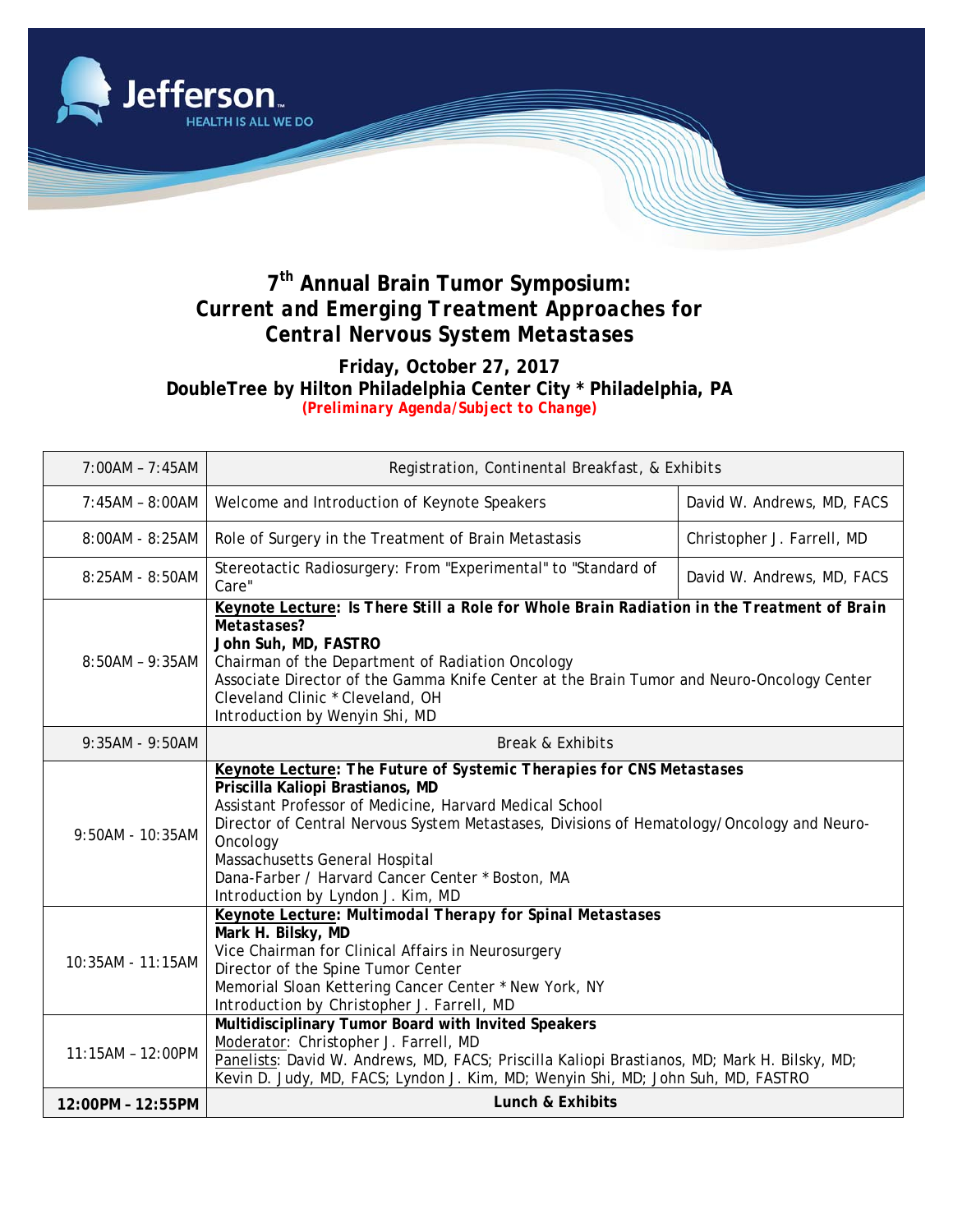Jefferson
HEALTH IS ALL WE DO

# 7th Annual Brain Tumor Symposium: *Current and Emerging Treatment Approaches for Central Nervous System Metastases*

**Friday, October 27, 2017**
**DoubleTree by Hilton Philadelphia Center City * Philadelphia, PA**
***(Preliminary Agenda/Subject to Change)***

| Time | Session | Speaker |
|---|---|---|
| 7:00AM – 7:45AM | Registration, Continental Breakfast, & Exhibits | |
| 7:45AM – 8:00AM | Welcome and Introduction of Keynote Speakers | David W. Andrews, MD, FACS |
| 8:00AM - 8:25AM | Role of Surgery in the Treatment of Brain Metastasis | Christopher J. Farrell, MD |
| 8:25AM - 8:50AM | Stereotactic Radiosurgery: From "Experimental" to "Standard of Care" | David W. Andrews, MD, FACS |
| 8:50AM – 9:35AM | <u>Keynote Lecture</u>: **Is There Still a Role for Whole Brain Radiation in the Treatment of Brain Metastases?** **John Suh, MD, FASTRO** Chairman of the Department of Radiation Oncology Associate Director of the Gamma Knife Center at the Brain Tumor and Neuro-Oncology Center Cleveland Clinic * Cleveland, OH Introduction by Wenyin Shi, MD | |
| 9:35AM - 9:50AM | Break & Exhibits | |
| 9:50AM - 10:35AM | <u>Keynote Lecture</u>: **The Future of Systemic Therapies for CNS Metastases** **Priscilla Kaliopi Brastianos, MD** Assistant Professor of Medicine, Harvard Medical School Director of Central Nervous System Metastases, Divisions of Hematology/Oncology and Neuro-Oncology Massachusetts General Hospital Dana-Farber / Harvard Cancer Center * Boston, MA Introduction by Lyndon J. Kim, MD | |
| 10:35AM - 11:15AM | <u>Keynote Lecture</u>: **Multimodal Therapy for Spinal Metastases** **Mark H. Bilsky, MD** Vice Chairman for Clinical Affairs in Neurosurgery Director of the Spine Tumor Center Memorial Sloan Kettering Cancer Center * New York, NY Introduction by Christopher J. Farrell, MD | |
| 11:15AM – 12:00PM | **Multidisciplinary Tumor Board with Invited Speakers** <u>Moderator</u>: Christopher J. Farrell, MD <u>Panelists</u>: David W. Andrews, MD, FACS; Priscilla Kaliopi Brastianos, MD; Mark H. Bilsky, MD; Kevin D. Judy, MD, FACS; Lyndon J. Kim, MD; Wenyin Shi, MD; John Suh, MD, FASTRO | |
| **12:00PM – 12:55PM** | **Lunch & Exhibits** | |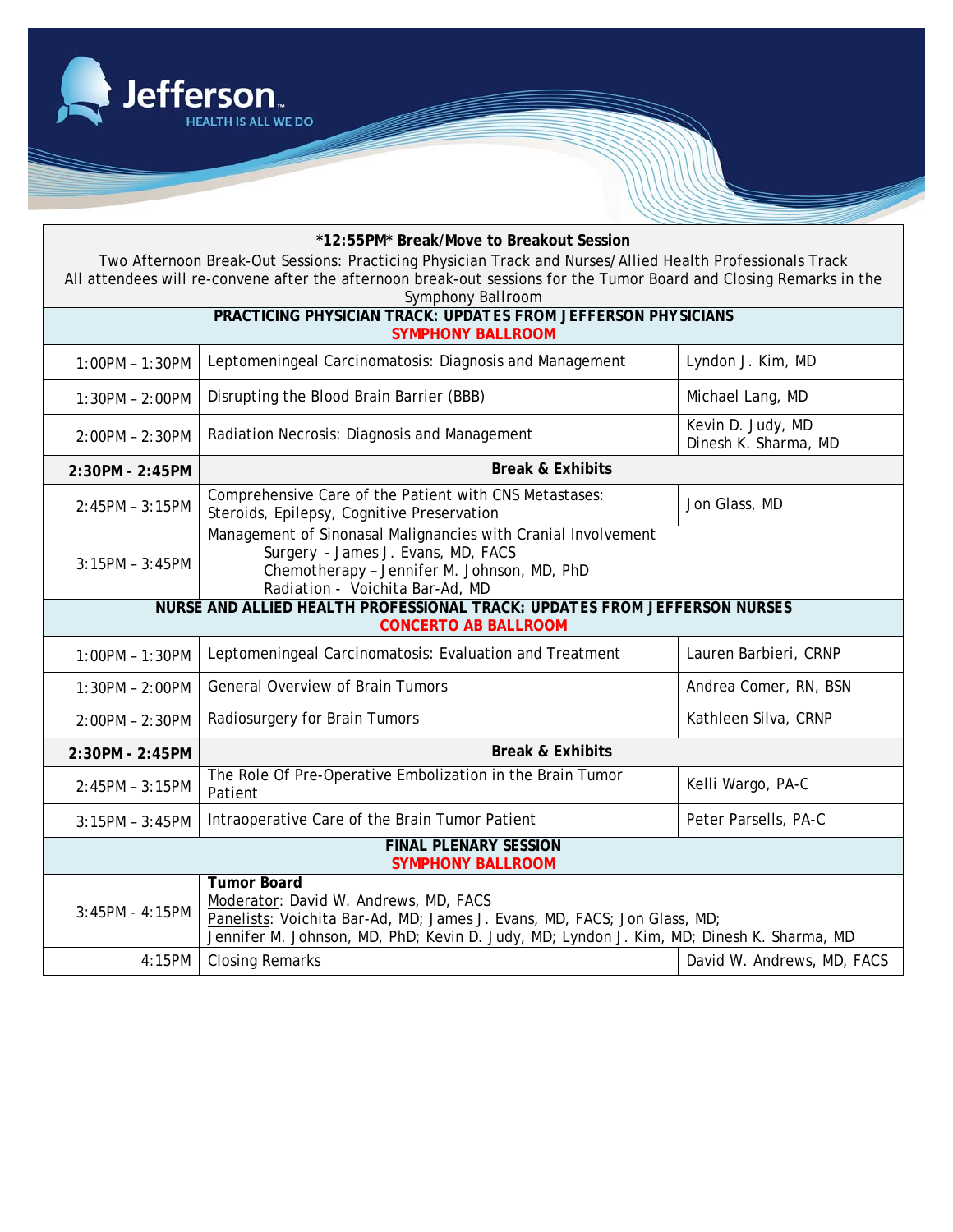| | | |
|---|---|---|
| **\*12:55PM\* Break/Move to Breakout Session**<br>Two Afternoon Break-Out Sessions: Practicing Physician Track and Nurses/Allied Health Professionals Track<br>All attendees will re-convene after the afternoon break-out sessions for the Tumor Board and Closing Remarks in the Symphony Ballroom | | |
| **PRACTICING PHYSICIAN TRACK: UPDATES FROM JEFFERSON PHYSICIANS**<br>**SYMPHONY BALLROOM** | | |
| 1:00PM – 1:30PM | Leptomeningeal Carcinomatosis: Diagnosis and Management | Lyndon J. Kim, MD |
| 1:30PM – 2:00PM | Disrupting the Blood Brain Barrier (BBB) | Michael Lang, MD |
| 2:00PM – 2:30PM | Radiation Necrosis: Diagnosis and Management | Kevin D. Judy, MD<br>Dinesh K. Sharma, MD |
| **2:30PM - 2:45PM** | **Break & Exhibits** | |
| 2:45PM – 3:15PM | Comprehensive Care of the Patient with CNS Metastases: Steroids, Epilepsy, Cognitive Preservation | Jon Glass, MD |
| 3:15PM – 3:45PM | Management of Sinonasal Malignancies with Cranial Involvement<br>Surgery - James J. Evans, MD, FACS<br>Chemotherapy – Jennifer M. Johnson, MD, PhD<br>Radiation - Voichita Bar-Ad, MD | |
| **NURSE AND ALLIED HEALTH PROFESSIONAL TRACK: UPDATES FROM JEFFERSON NURSES**<br>**CONCERTO AB BALLROOM** | | |
| 1:00PM – 1:30PM | Leptomeningeal Carcinomatosis: Evaluation and Treatment | Lauren Barbieri, CRNP |
| 1:30PM – 2:00PM | General Overview of Brain Tumors | Andrea Comer, RN, BSN |
| 2:00PM – 2:30PM | Radiosurgery for Brain Tumors | Kathleen Silva, CRNP |
| **2:30PM - 2:45PM** | **Break & Exhibits** | |
| 2:45PM – 3:15PM | The Role Of Pre-Operative Embolization in the Brain Tumor Patient | Kelli Wargo, PA-C |
| 3:15PM – 3:45PM | Intraoperative Care of the Brain Tumor Patient | Peter Parsells, PA-C |
| **FINAL PLENARY SESSION**<br>**SYMPHONY BALLROOM** | | |
| 3:45PM - 4:15PM | **Tumor Board**<br>Moderator: David W. Andrews, MD, FACS<br>Panelists: Voichita Bar-Ad, MD; James J. Evans, MD, FACS; Jon Glass, MD; Jennifer M. Johnson, MD, PhD; Kevin D. Judy, MD; Lyndon J. Kim, MD; Dinesh K. Sharma, MD | |
| 4:15PM | Closing Remarks | David W. Andrews, MD, FACS |